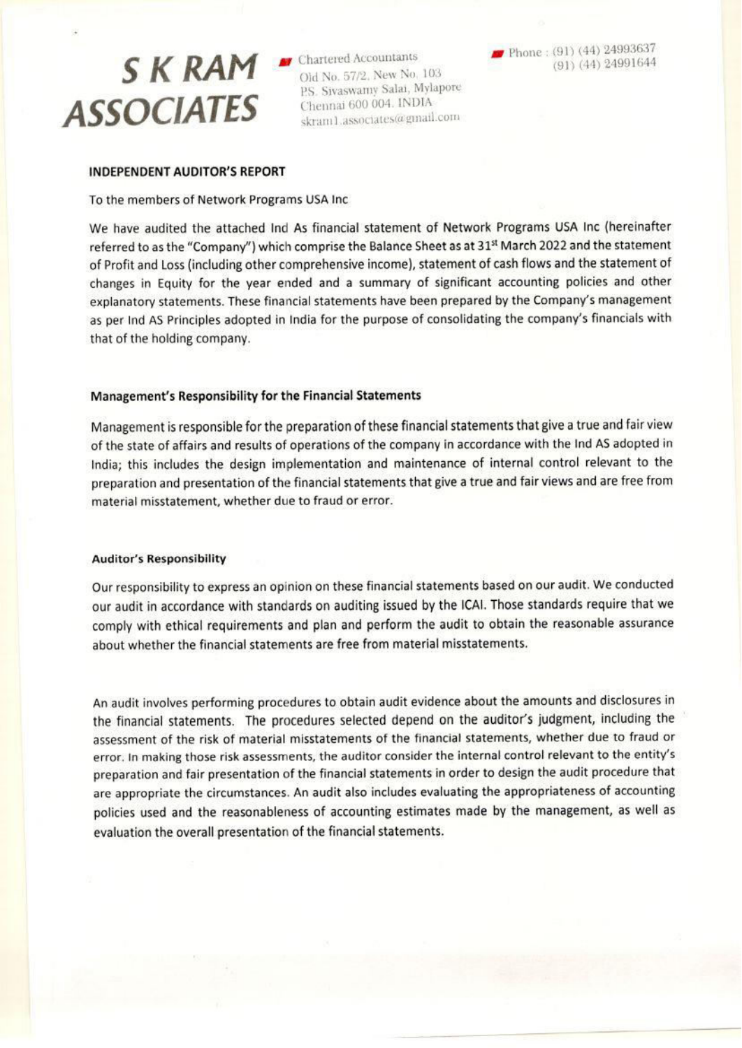# S K RAM ASSOCIATES

Chartered Accountants
Old No. 57/2, New No. 103
P.S. Sivaswamy Salai, Mylapore
Chennai 600 004. INDIA
skram1.associates@gmail.com

Phone : (91) (44) 24993637
(91) (44) 24991644

## INDEPENDENT AUDITOR'S REPORT

To the members of Network Programs USA Inc

We have audited the attached Ind As financial statement of Network Programs USA Inc (hereinafter referred to as the "Company") which comprise the Balance Sheet as at 31st March 2022 and the statement of Profit and Loss (including other comprehensive income), statement of cash flows and the statement of changes in Equity for the year ended and a summary of significant accounting policies and other explanatory statements. These financial statements have been prepared by the Company's management as per Ind AS Principles adopted in India for the purpose of consolidating the company's financials with that of the holding company.

### Management's Responsibility for the Financial Statements

Management is responsible for the preparation of these financial statements that give a true and fair view of the state of affairs and results of operations of the company in accordance with the Ind AS adopted in India; this includes the design implementation and maintenance of internal control relevant to the preparation and presentation of the financial statements that give a true and fair views and are free from material misstatement, whether due to fraud or error.

### Auditor's Responsibility

Our responsibility to express an opinion on these financial statements based on our audit. We conducted our audit in accordance with standards on auditing issued by the ICAI. Those standards require that we comply with ethical requirements and plan and perform the audit to obtain the reasonable assurance about whether the financial statements are free from material misstatements.

An audit involves performing procedures to obtain audit evidence about the amounts and disclosures in the financial statements. The procedures selected depend on the auditor's judgment, including the assessment of the risk of material misstatements of the financial statements, whether due to fraud or error. In making those risk assessments, the auditor consider the internal control relevant to the entity's preparation and fair presentation of the financial statements in order to design the audit procedure that are appropriate the circumstances. An audit also includes evaluating the appropriateness of accounting policies used and the reasonableness of accounting estimates made by the management, as well as evaluation the overall presentation of the financial statements.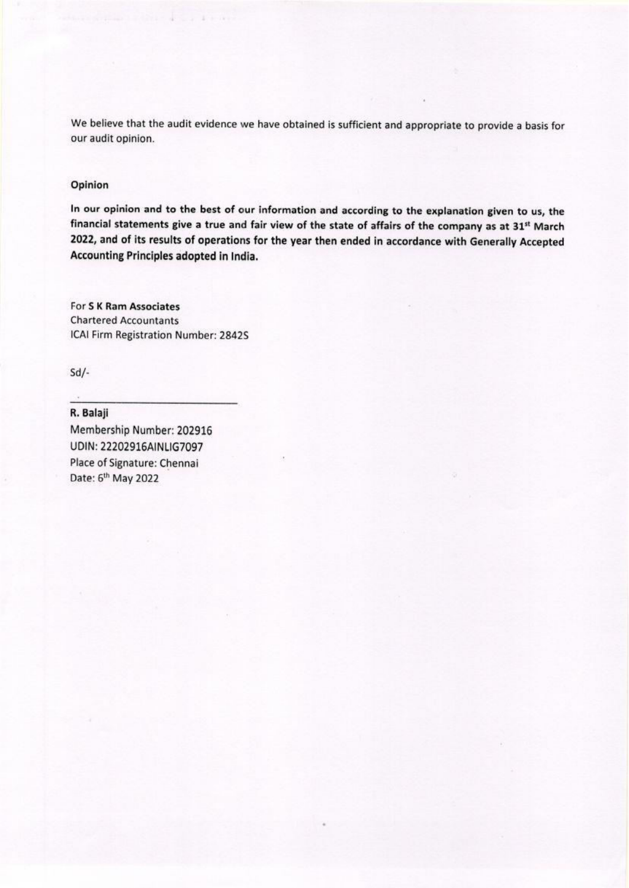We believe that the audit evidence we have obtained is sufficient and appropriate to provide a basis for our audit opinion.

### Opinion

**In our opinion and to the best of our information and according to the explanation given to us, the financial statements give a true and fair view of the state of affairs of the company as at 31st March 2022, and of its results of operations for the year then ended in accordance with Generally Accepted Accounting Principles adopted in India.**

For **S K Ram Associates**
Chartered Accountants
ICAI Firm Registration Number: 2842S

Sd/-

**R. Balaji**
Membership Number: 202916
UDIN: 22202916AINLIG7097
Place of Signature: Chennai
Date: 6th May 2022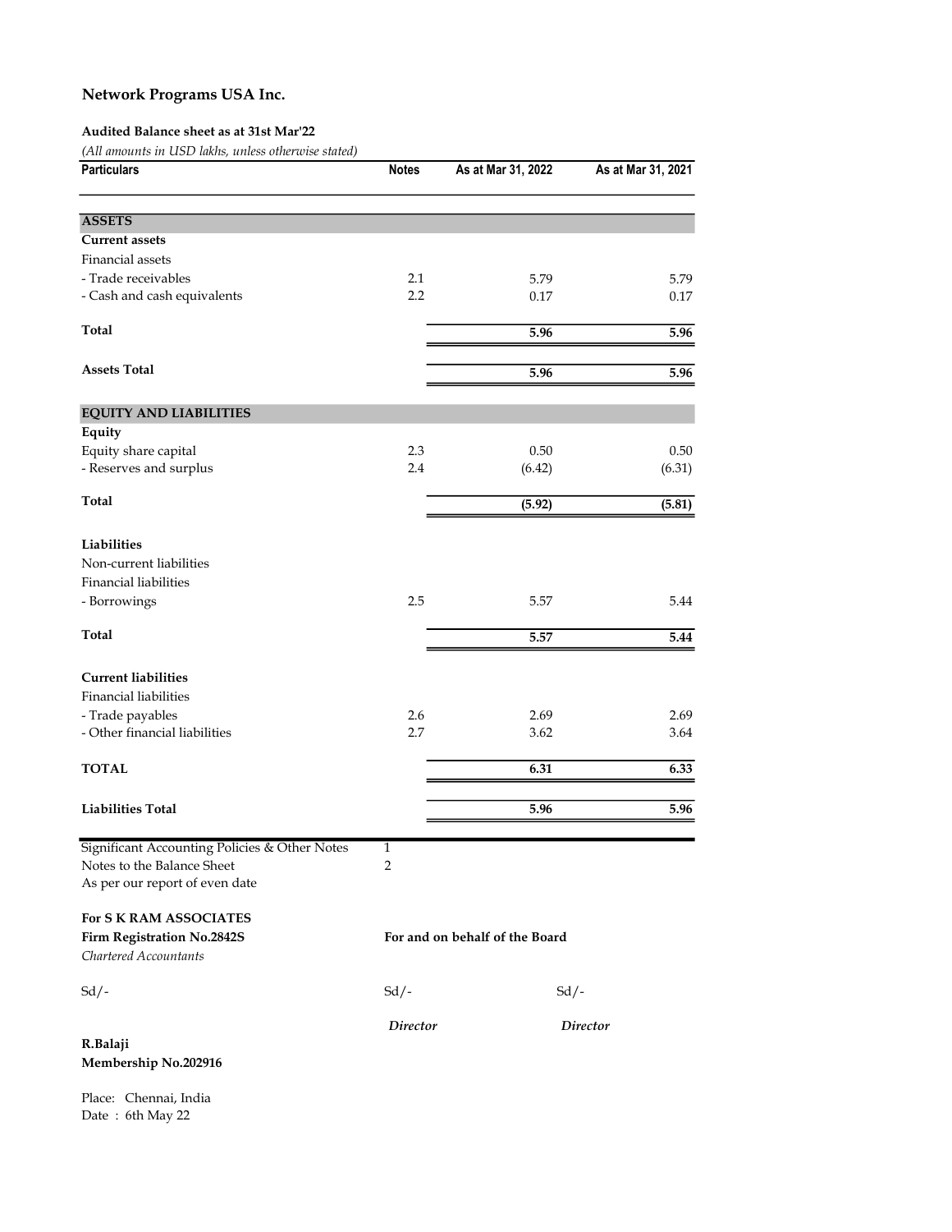# Network Programs USA Inc.

**Audited Balance sheet as at 31st Mar'22**

*(All amounts in USD lakhs, unless otherwise stated)*

| Particulars | Notes | As at Mar 31, 2022 | As at Mar 31, 2021 |
|---|---|---|---|
| **ASSETS** | | | |
| **Current assets** | | | |
| Financial assets | | | |
| - Trade receivables | 2.1 | 5.79 | 5.79 |
| - Cash and cash equivalents | 2.2 | 0.17 | 0.17 |
| **Total** | | **5.96** | **5.96** |
| **Assets Total** | | **5.96** | **5.96** |
| **EQUITY AND LIABILITIES** | | | |
| **Equity** | | | |
| Equity share capital | 2.3 | 0.50 | 0.50 |
| - Reserves and surplus | 2.4 | (6.42) | (6.31) |
| **Total** | | **(5.92)** | **(5.81)** |
| **Liabilities** | | | |
| Non-current liabilities | | | |
| Financial liabilities | | | |
| - Borrowings | 2.5 | 5.57 | 5.44 |
| **Total** | | **5.57** | **5.44** |
| **Current liabilities** | | | |
| Financial liabilities | | | |
| - Trade payables | 2.6 | 2.69 | 2.69 |
| - Other financial liabilities | 2.7 | 3.62 | 3.64 |
| **TOTAL** | | **6.31** | **6.33** |
| **Liabilities Total** | | **5.96** | **5.96** |

Significant Accounting Policies & Other Notes 1

Notes to the Balance Sheet 2

As per our report of even date

**For S K RAM ASSOCIATES**

**Firm Registration No.2842S**

*Chartered Accountants*

**For and on behalf of the Board**

Sd/- Sd/- Sd/-

*Director* *Director*

**R.Balaji**

**Membership No.202916**

Place: Chennai, India

Date : 6th May 22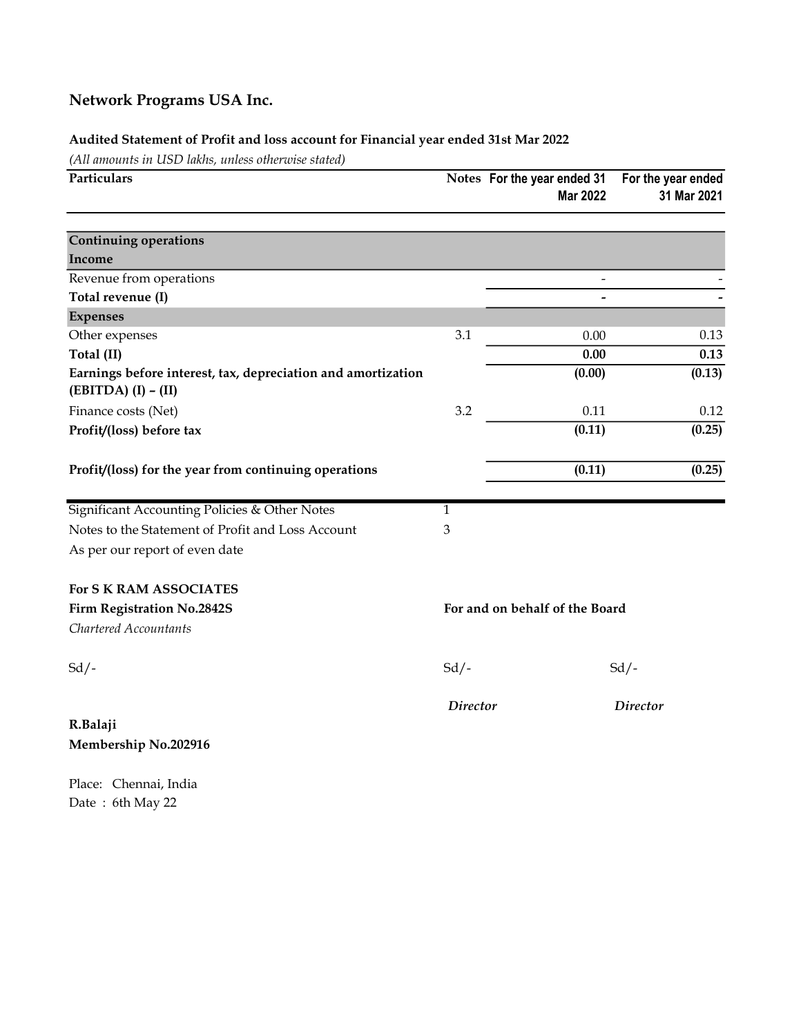# Network Programs USA Inc.

**Audited Statement of Profit and loss account for Financial year ended 31st Mar 2022**

*(All amounts in USD lakhs, unless otherwise stated)*

| Particulars | Notes | For the year ended 31 Mar 2022 | For the year ended 31 Mar 2021 |
|---|---|---|---|
| **Continuing operations** | | | |
| **Income** | | | |
| Revenue from operations | | - | - |
| **Total revenue (I)** | | **-** | **-** |
| **Expenses** | | | |
| Other expenses | 3.1 | 0.00 | 0.13 |
| **Total (II)** | | **0.00** | **0.13** |
| **Earnings before interest, tax, depreciation and amortization (EBITDA) (I) – (II)** | | **(0.00)** | **(0.13)** |
| Finance costs (Net) | 3.2 | 0.11 | 0.12 |
| **Profit/(loss) before tax** | | **(0.11)** | **(0.25)** |
| **Profit/(loss) for the year from continuing operations** | | **(0.11)** | **(0.25)** |

Significant Accounting Policies & Other Notes 1

Notes to the Statement of Profit and Loss Account 3

As per our report of even date

**For S K RAM ASSOCIATES**

**Firm Registration No.2842S**

*Chartered Accountants*

**For and on behalf of the Board**

Sd/-

Sd/- *Director*

Sd/- *Director*

**R.Balaji**

**Membership No.202916**

Place: Chennai, India

Date : 6th May 22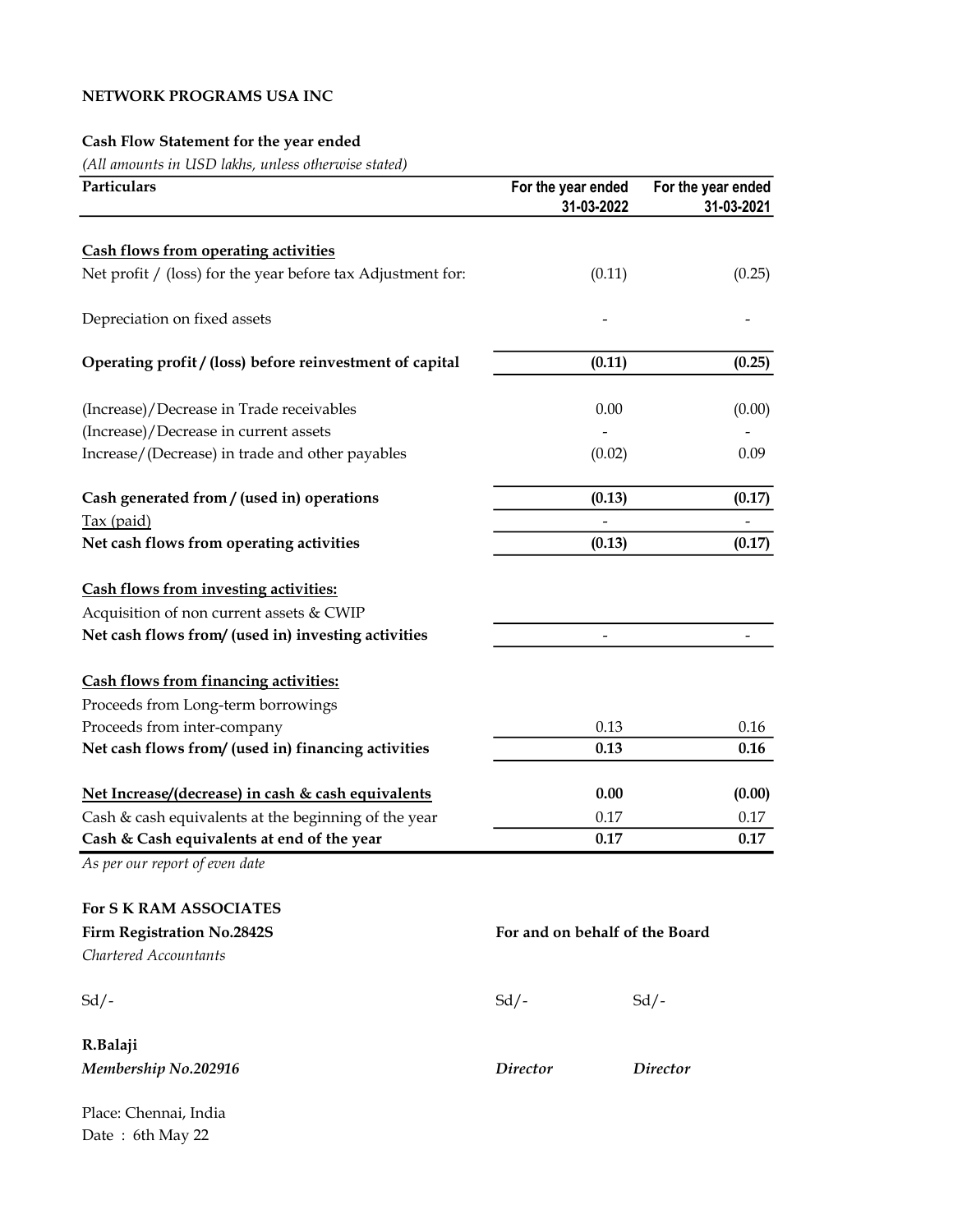**NETWORK PROGRAMS USA INC**

**Cash Flow Statement for the year ended**

*(All amounts in USD lakhs, unless otherwise stated)*

| Particulars | For the year ended 31-03-2022 | For the year ended 31-03-2021 |
|---|---|---|
| **Cash flows from operating activities** | | |
| Net profit / (loss) for the year before tax Adjustment for: | (0.11) | (0.25) |
| Depreciation on fixed assets | - | - |
| **Operating profit / (loss) before reinvestment of capital** | **(0.11)** | **(0.25)** |
| (Increase)/Decrease in Trade receivables | 0.00 | (0.00) |
| (Increase)/Decrease in current assets | - | - |
| Increase/(Decrease) in trade and other payables | (0.02) | 0.09 |
| **Cash generated from / (used in) operations** | **(0.13)** | **(0.17)** |
| Tax (paid) | - | - |
| **Net cash flows from operating activities** | **(0.13)** | **(0.17)** |
| **Cash flows from investing activities:** | | |
| Acquisition of non current assets & CWIP | | |
| **Net cash flows from/ (used in) investing activities** | - | - |
| **Cash flows from financing activities:** | | |
| Proceeds from Long-term borrowings | | |
| Proceeds from inter-company | 0.13 | 0.16 |
| **Net cash flows from/ (used in) financing activities** | **0.13** | **0.16** |
| **Net Increase/(decrease) in cash & cash equivalents** | **0.00** | **(0.00)** |
| Cash & cash equivalents at the beginning of the year | 0.17 | 0.17 |
| **Cash & Cash equivalents at end of the year** | **0.17** | **0.17** |

*As per our report of even date*

**For S K RAM ASSOCIATES**

**Firm Registration No.2842S**

*Chartered Accountants*

Sd/-

**R.Balaji**

***Membership No.202916***

**For and on behalf of the Board**

Sd/- Sd/-

***Director*** ***Director***

Place: Chennai, India

Date : 6th May 22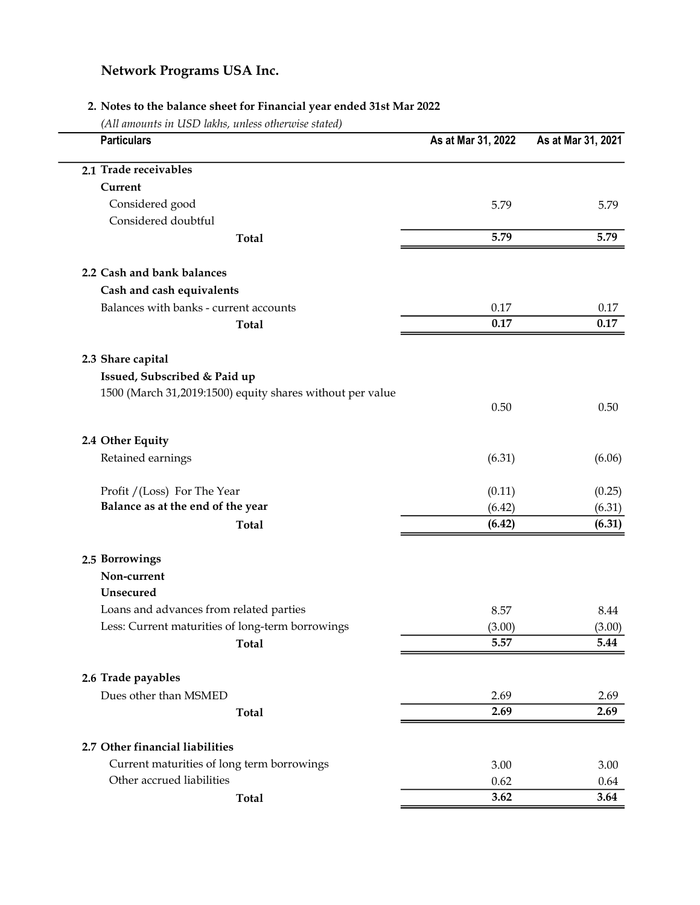# Network Programs USA Inc.

## 2. Notes to the balance sheet for Financial year ended 31st Mar 2022

*(All amounts in USD lakhs, unless otherwise stated)*

| Particulars | As at Mar 31, 2022 | As at Mar 31, 2021 |
|---|---|---|
| **2.1 Trade receivables** | | |
| **Current** | | |
| Considered good | 5.79 | 5.79 |
| Considered doubtful | | |
| **Total** | **5.79** | **5.79** |
| **2.2 Cash and bank balances** | | |
| **Cash and cash equivalents** | | |
| Balances with banks - current accounts | 0.17 | 0.17 |
| **Total** | **0.17** | **0.17** |
| **2.3 Share capital** | | |
| **Issued, Subscribed & Paid up** | | |
| 1500 (March 31,2019:1500) equity shares without per value | 0.50 | 0.50 |
| **2.4 Other Equity** | | |
| Retained earnings | (6.31) | (6.06) |
| Profit /(Loss) For The Year | (0.11) | (0.25) |
| **Balance as at the end of the year** | (6.42) | (6.31) |
| **Total** | **(6.42)** | **(6.31)** |
| **2.5 Borrowings** | | |
| **Non-current** | | |
| **Unsecured** | | |
| Loans and advances from related parties | 8.57 | 8.44 |
| Less: Current maturities of long-term borrowings | (3.00) | (3.00) |
| **Total** | **5.57** | **5.44** |
| **2.6 Trade payables** | | |
| Dues other than MSMED | 2.69 | 2.69 |
| **Total** | **2.69** | **2.69** |
| **2.7 Other financial liabilities** | | |
| Current maturities of long term borrowings | 3.00 | 3.00 |
| Other accrued liabilities | 0.62 | 0.64 |
| **Total** | **3.62** | **3.64** |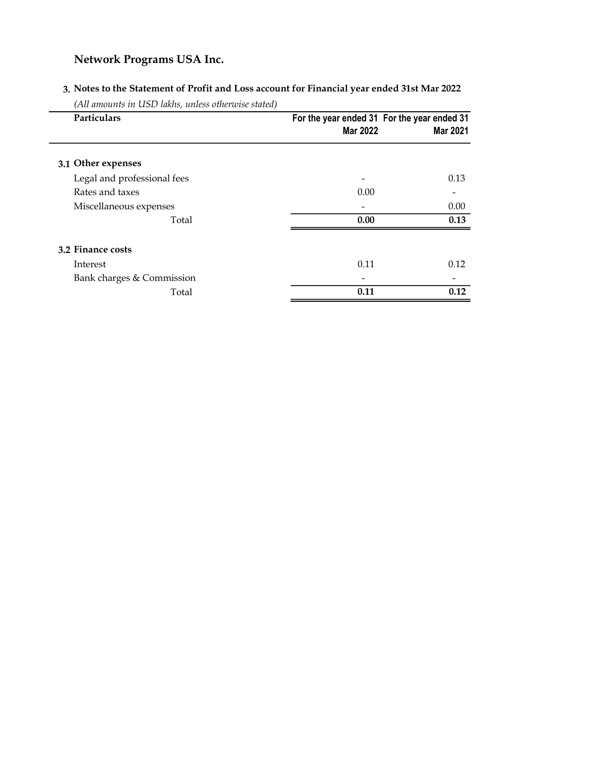# Network Programs USA Inc.

## 3. Notes to the Statement of Profit and Loss account for Financial year ended 31st Mar 2022

*(All amounts in USD lakhs, unless otherwise stated)*

| Particulars | For the year ended 31 Mar 2022 | For the year ended 31 Mar 2021 |
|---|---|---|
| **3.1 Other expenses** | | |
| Legal and professional fees | - | 0.13 |
| Rates and taxes | 0.00 | - |
| Miscellaneous expenses | - | 0.00 |
| Total | **0.00** | **0.13** |
| **3.2 Finance costs** | | |
| Interest | 0.11 | 0.12 |
| Bank charges & Commission | - | - |
| Total | **0.11** | **0.12** |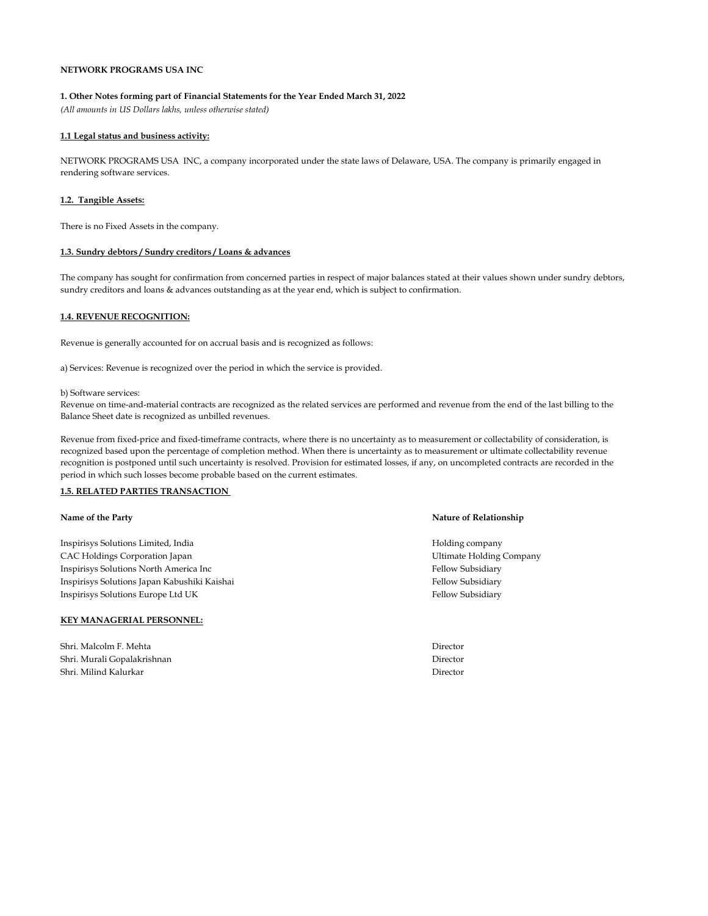**NETWORK PROGRAMS USA INC**

**1. Other Notes forming part of Financial Statements for the Year Ended March 31, 2022**

*(All amounts in US Dollars lakhs, unless otherwise stated)*

**1.1 Legal status and business activity:**

NETWORK PROGRAMS USA INC, a company incorporated under the state laws of Delaware, USA. The company is primarily engaged in rendering software services.

**1.2. Tangible Assets:**

There is no Fixed Assets in the company.

**1.3. Sundry debtors / Sundry creditors / Loans & advances**

The company has sought for confirmation from concerned parties in respect of major balances stated at their values shown under sundry debtors, sundry creditors and loans & advances outstanding as at the year end, which is subject to confirmation.

**1.4. REVENUE RECOGNITION:**

Revenue is generally accounted for on accrual basis and is recognized as follows:

a) Services: Revenue is recognized over the period in which the service is provided.

b) Software services:
Revenue on time-and-material contracts are recognized as the related services are performed and revenue from the end of the last billing to the Balance Sheet date is recognized as unbilled revenues.

Revenue from fixed-price and fixed-timeframe contracts, where there is no uncertainty as to measurement or collectability of consideration, is recognized based upon the percentage of completion method. When there is uncertainty as to measurement or ultimate collectability revenue recognition is postponed until such uncertainty is resolved. Provision for estimated losses, if any, on uncompleted contracts are recorded in the period in which such losses become probable based on the current estimates.

**1.5. RELATED PARTIES TRANSACTION**

| Name of the Party | Nature of Relationship |
|---|---|
| Inspirisys Solutions Limited, India | Holding company |
| CAC Holdings Corporation Japan | Ultimate Holding Company |
| Inspirisys Solutions North America Inc | Fellow Subsidiary |
| Inspirisys Solutions Japan Kabushiki Kaishai | Fellow Subsidiary |
| Inspirisys Solutions Europe Ltd UK | Fellow Subsidiary |

**KEY MANAGERIAL PERSONNEL:**

| | |
|---|---|
| Shri. Malcolm F. Mehta | Director |
| Shri. Murali Gopalakrishnan | Director |
| Shri. Milind Kalurkar | Director |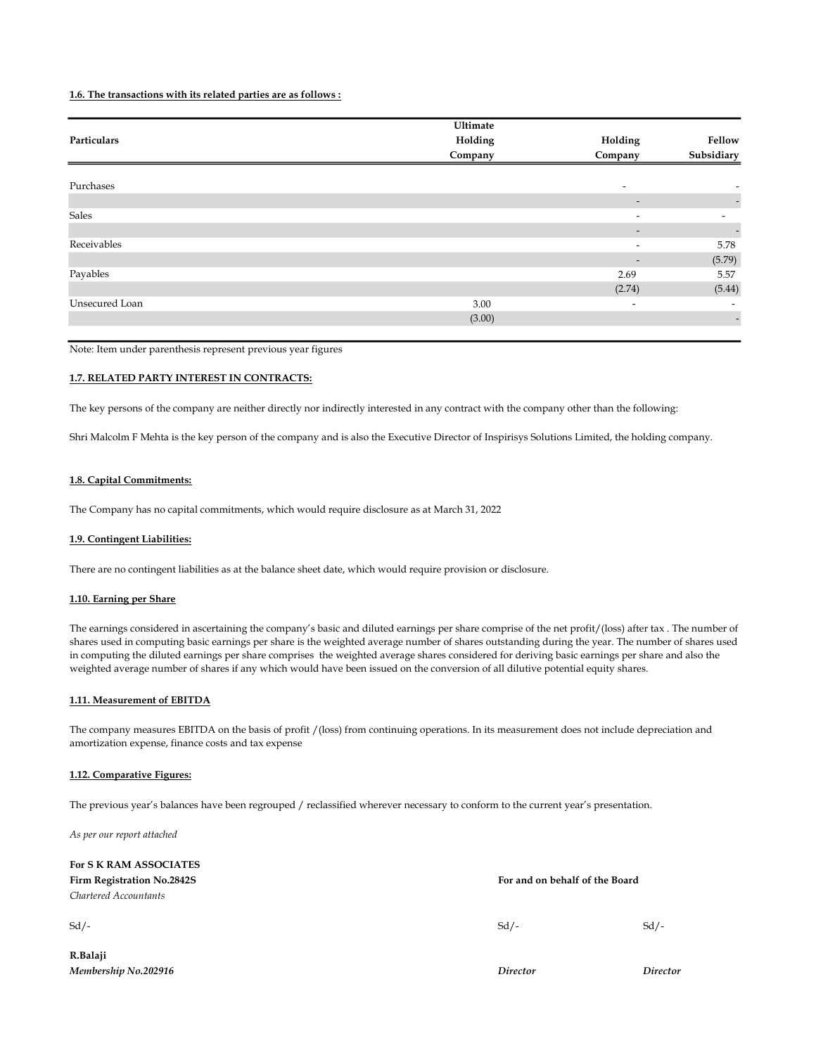**1.6. The transactions with its related parties are as follows :**

| Particulars | Ultimate Holding Company | Holding Company | Fellow Subsidiary |
|---|---|---|---|
| Purchases | | - | - |
| | | - | - |
| Sales | | - | - |
| | | - | - |
| Receivables | | - | 5.78 |
| | | - | (5.79) |
| Payables | | 2.69 | 5.57 |
| | | (2.74) | (5.44) |
| Unsecured Loan | 3.00 | - | - |
| | (3.00) | | - |

Note: Item under parenthesis represent previous year figures

**1.7. RELATED PARTY INTEREST IN CONTRACTS:**

The key persons of the company are neither directly nor indirectly interested in any contract with the company other than the following:

Shri Malcolm F Mehta is the key person of the company and is also the Executive Director of Inspirisys Solutions Limited, the holding company.

**1.8. Capital Commitments:**

The Company has no capital commitments, which would require disclosure as at March 31, 2022

**1.9. Contingent Liabilities:**

There are no contingent liabilities as at the balance sheet date, which would require provision or disclosure.

**1.10. Earning per Share**

The earnings considered in ascertaining the company's basic and diluted earnings per share comprise of the net profit/(loss) after tax . The number of shares used in computing basic earnings per share is the weighted average number of shares outstanding during the year. The number of shares used in computing the diluted earnings per share comprises the weighted average shares considered for deriving basic earnings per share and also the weighted average number of shares if any which would have been issued on the conversion of all dilutive potential equity shares.

**1.11. Measurement of EBITDA**

The company measures EBITDA on the basis of profit /(loss) from continuing operations. In its measurement does not include depreciation and amortization expense, finance costs and tax expense

**1.12. Comparative Figures:**

The previous year's balances have been regrouped / reclassified wherever necessary to conform to the current year's presentation.

*As per our report attached*

**For S K RAM ASSOCIATES**
**Firm Registration No.2842S**
*Chartered Accountants*

Sd/-

**R.Balaji**
***Membership No.202916***

**For and on behalf of the Board**

Sd/- Sd/-

***Director*** ***Director***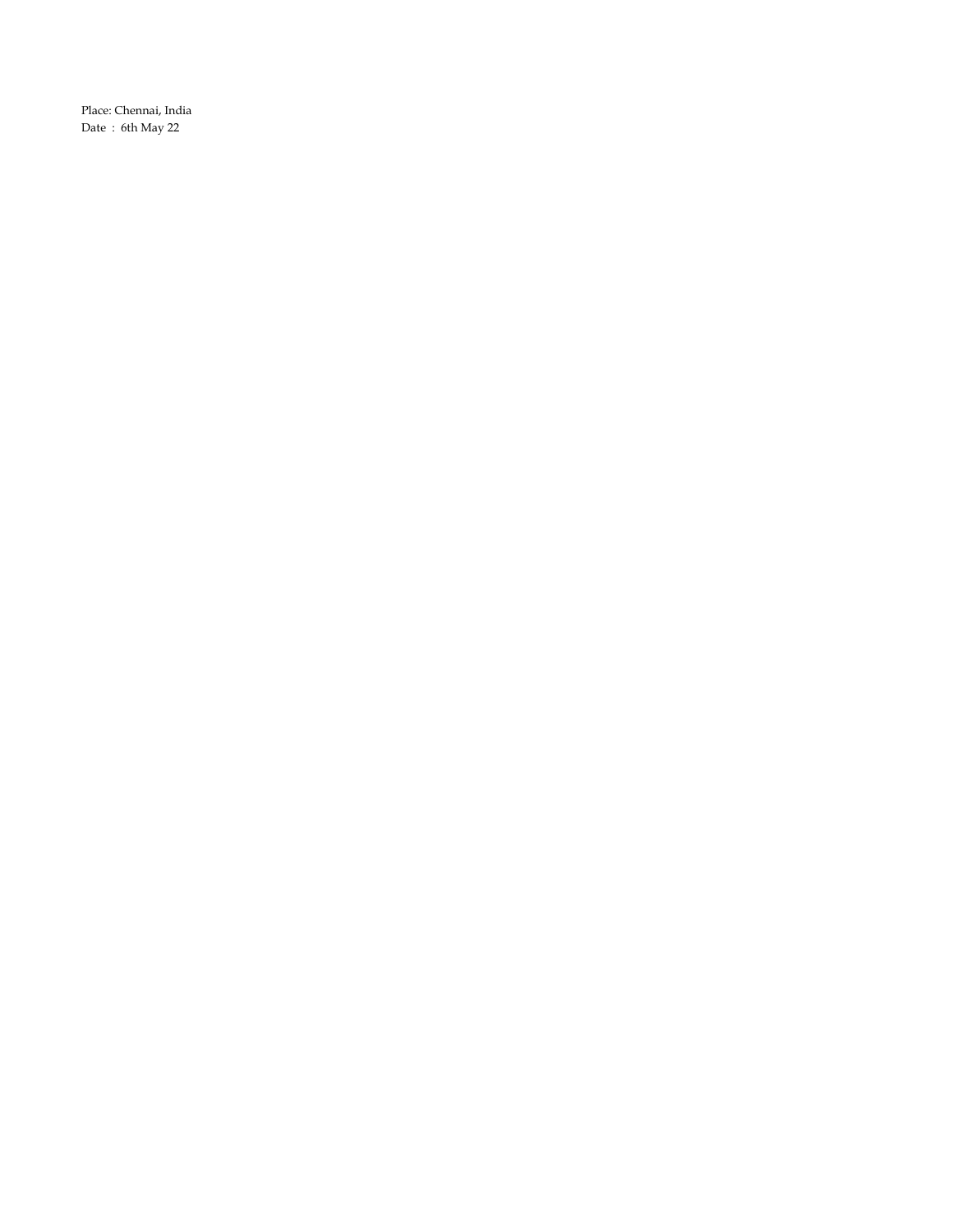Place: Chennai, India
Date : 6th May 22